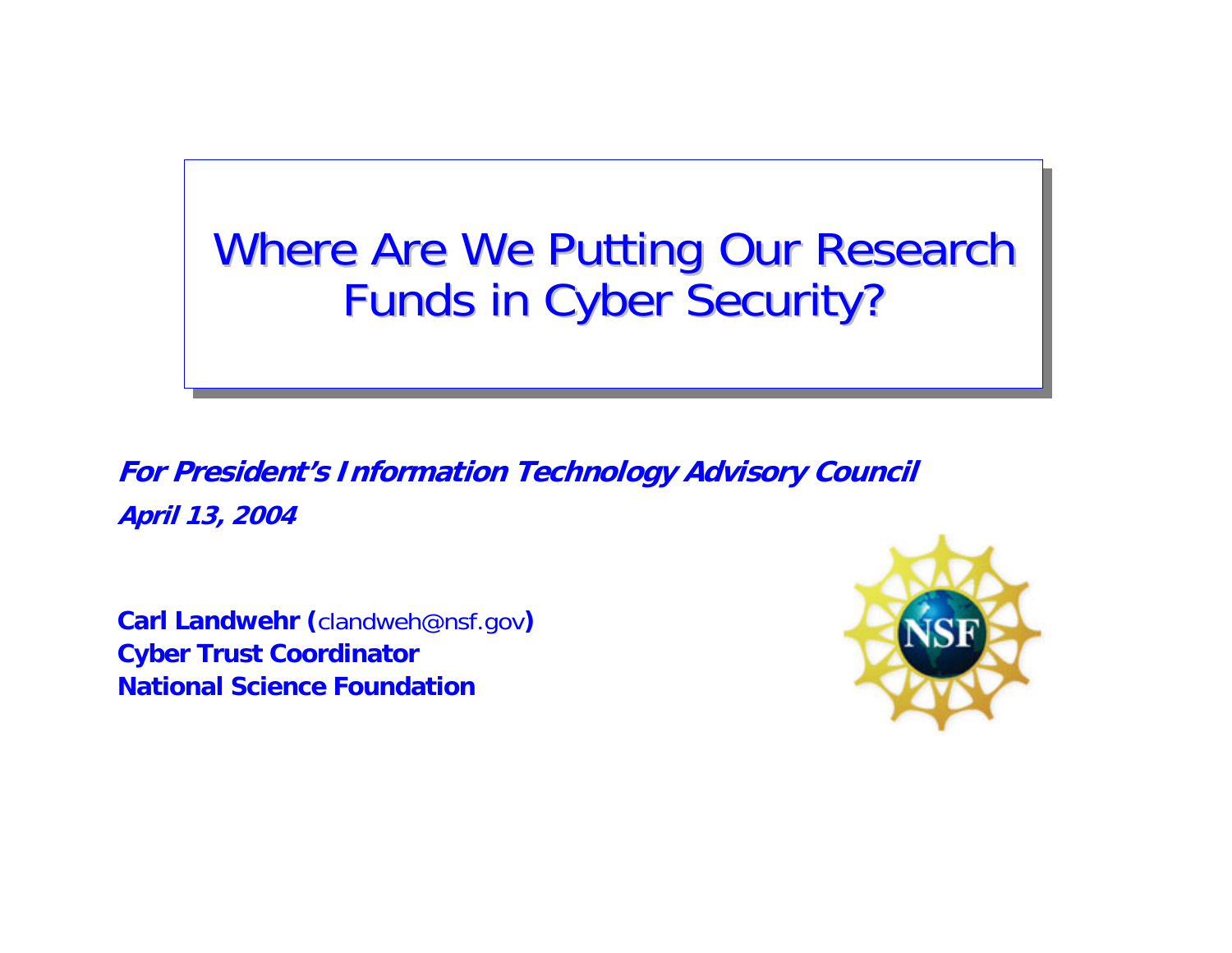# Where Are We Putting Our Research Funds in Cyber Security?

***For President's Information Technology Advisory Council***

***April 13, 2004***

**Carl Landwehr (**clandweh@nsf.gov**)**
**Cyber Trust Coordinator**
**National Science Foundation**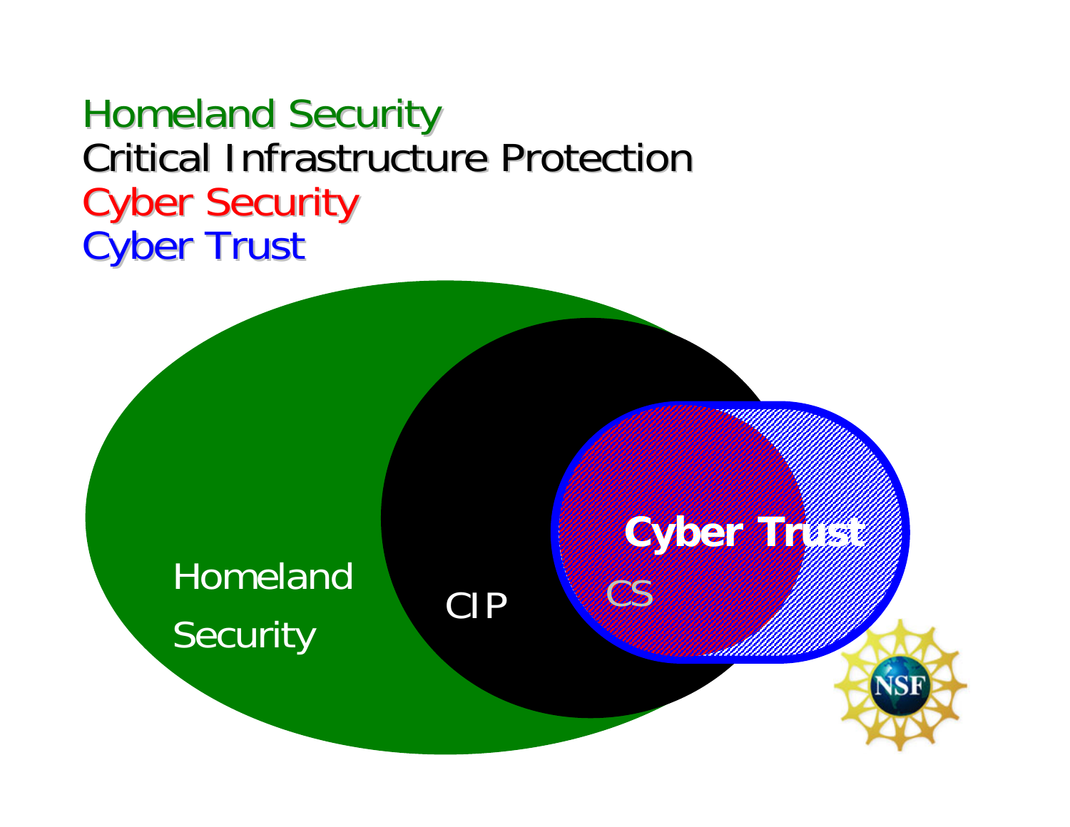Homeland Security
Critical Infrastructure Protection
Cyber Security
Cyber Trust

Homeland Security

CIP

CS

Cyber Trust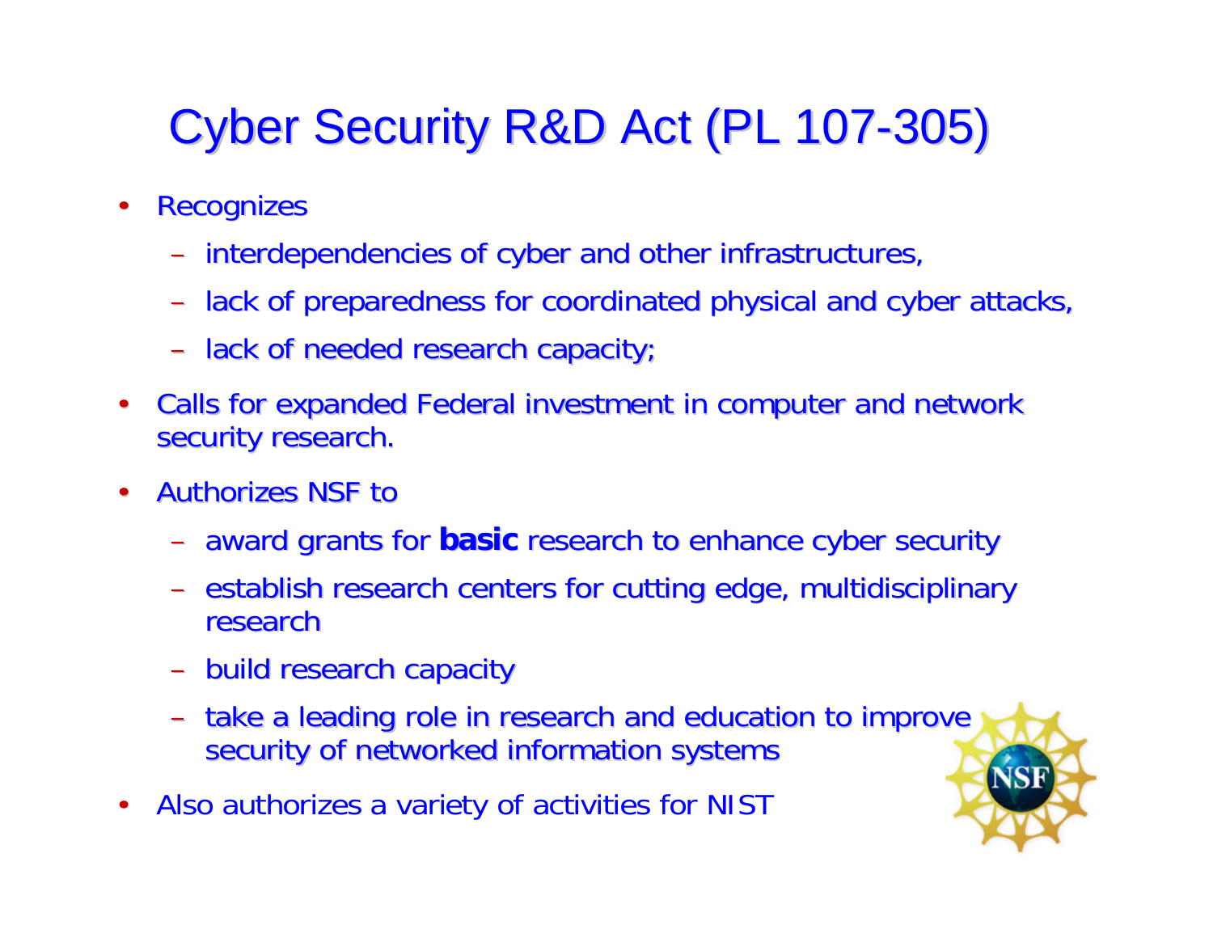# Cyber Security R&D Act (PL 107-305)

- Recognizes
  - interdependencies of cyber and other infrastructures,
  - lack of preparedness for coordinated physical and cyber attacks,
  - lack of needed research capacity;
- Calls for expanded Federal investment in computer and network security research.
- Authorizes NSF to
  - award grants for **basic** research to enhance cyber security
  - establish research centers for cutting edge, multidisciplinary research
  - build research capacity
  - take a leading role in research and education to improve security of networked information systems
- Also authorizes a variety of activities for NIST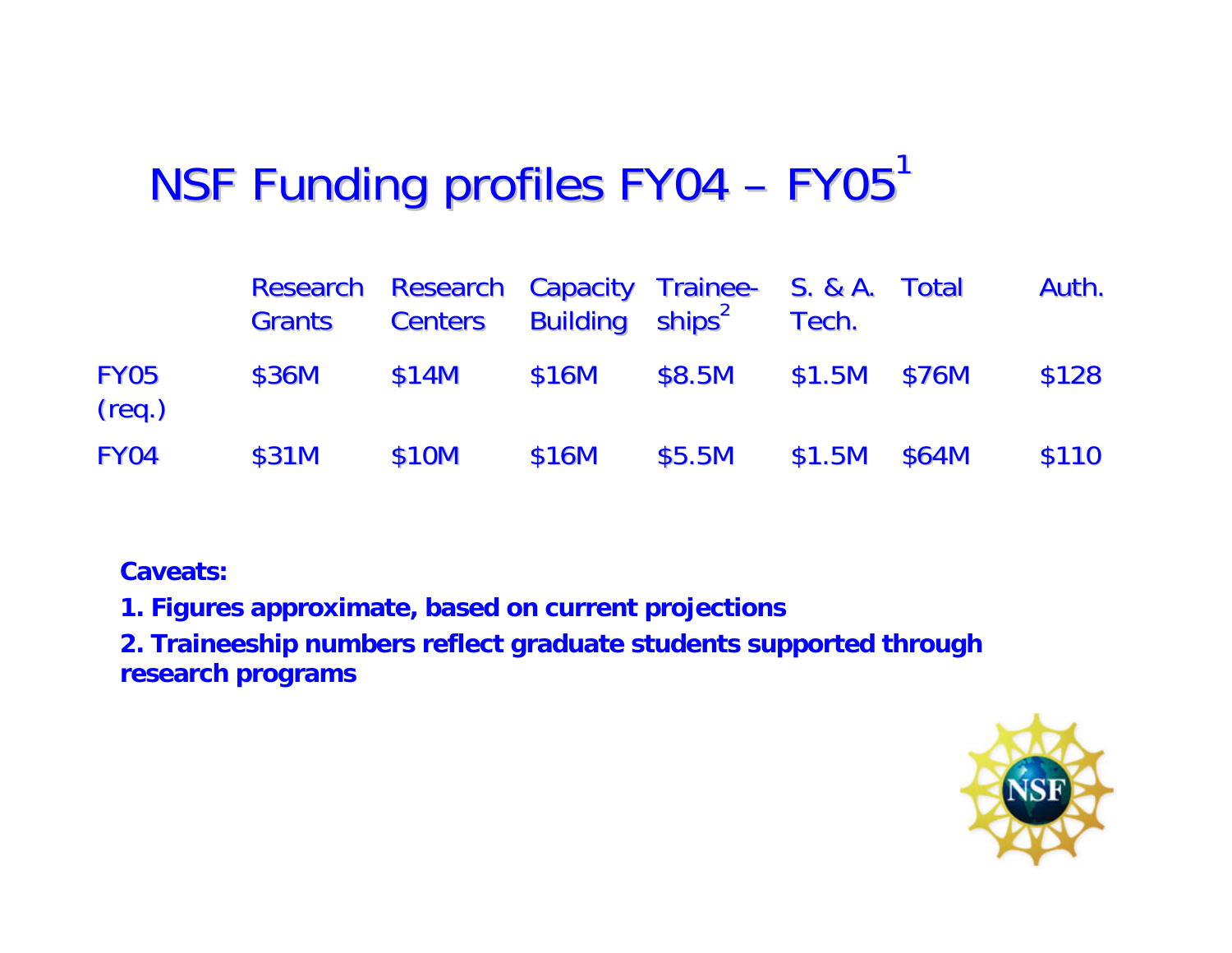# NSF Funding profiles FY04 – FY05[1]

| | Research Grants | Research Centers | Capacity Building | Traineeships[2] | S. & A. Tech. | Total | Auth. |
|---|---|---|---|---|---|---|---|
| FY05 (req.) | $36M | $14M | $16M | $8.5M | $1.5M | $76M | $128 |
| FY04 | $31M | $10M | $16M | $5.5M | $1.5M | $64M | $110 |

**Caveats:**

**1. Figures approximate, based on current projections**

**2. Traineeship numbers reflect graduate students supported through research programs**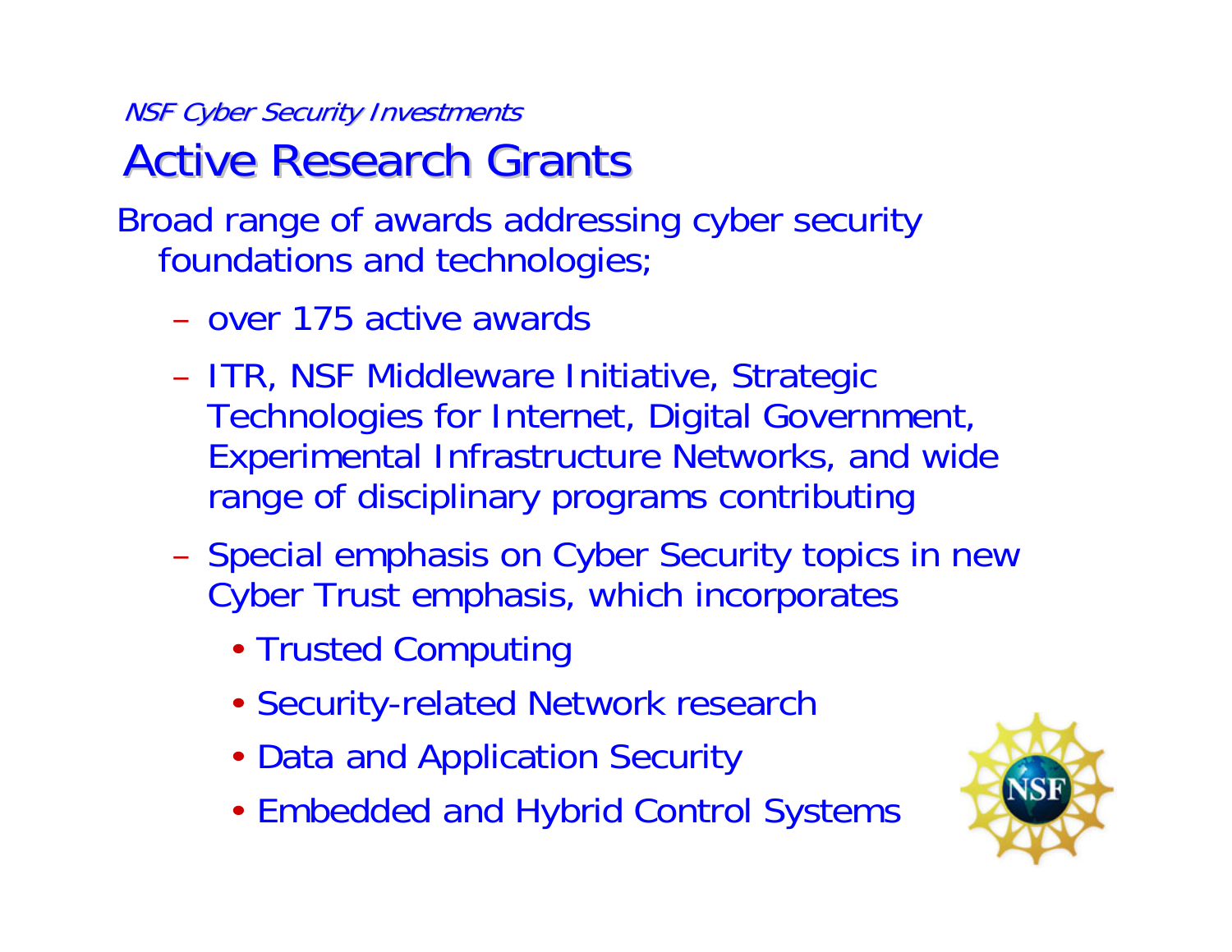*NSF Cyber Security Investments*

# Active Research Grants

Broad range of awards addressing cyber security foundations and technologies;

- over 175 active awards
- ITR, NSF Middleware Initiative, Strategic Technologies for Internet, Digital Government, Experimental Infrastructure Networks, and wide range of disciplinary programs contributing
- Special emphasis on Cyber Security topics in new Cyber Trust emphasis, which incorporates
  - Trusted Computing
  - Security-related Network research
  - Data and Application Security
  - Embedded and Hybrid Control Systems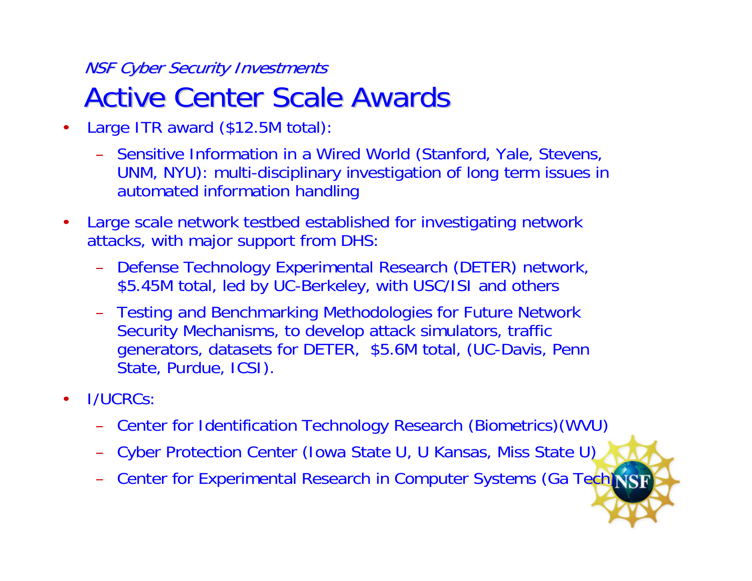*NSF Cyber Security Investments*

# Active Center Scale Awards

- Large ITR award ($12.5M total):
  - Sensitive Information in a Wired World (Stanford, Yale, Stevens, UNM, NYU): multi-disciplinary investigation of long term issues in automated information handling
- Large scale network testbed established for investigating network attacks, with major support from DHS:
  - Defense Technology Experimental Research (DETER) network, $5.45M total, led by UC-Berkeley, with USC/ISI and others
  - Testing and Benchmarking Methodologies for Future Network Security Mechanisms, to develop attack simulators, traffic generators, datasets for DETER, $5.6M total, (UC-Davis, Penn State, Purdue, ICSI).
- I/UCRCs:
  - Center for Identification Technology Research (Biometrics)(WVU)
  - Cyber Protection Center (Iowa State U, U Kansas, Miss State U)
  - Center for Experimental Research in Computer Systems (Ga Tech)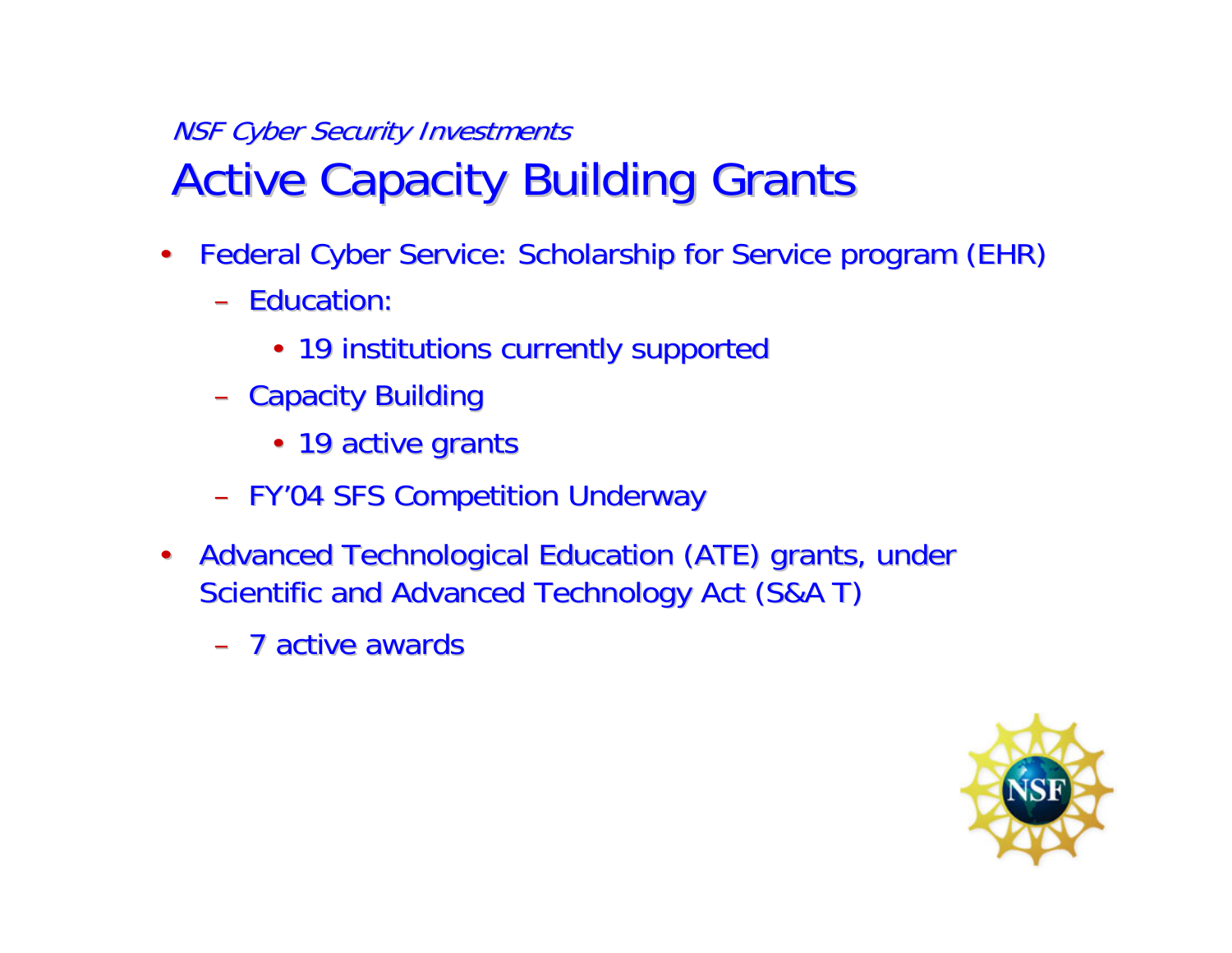*NSF Cyber Security Investments*

# Active Capacity Building Grants

- Federal Cyber Service: Scholarship for Service program (EHR)
  - Education:
    - 19 institutions currently supported
  - Capacity Building
    - 19 active grants
  - FY'04 SFS Competition Underway
- Advanced Technological Education (ATE) grants, under Scientific and Advanced Technology Act (S&A T)
  - 7 active awards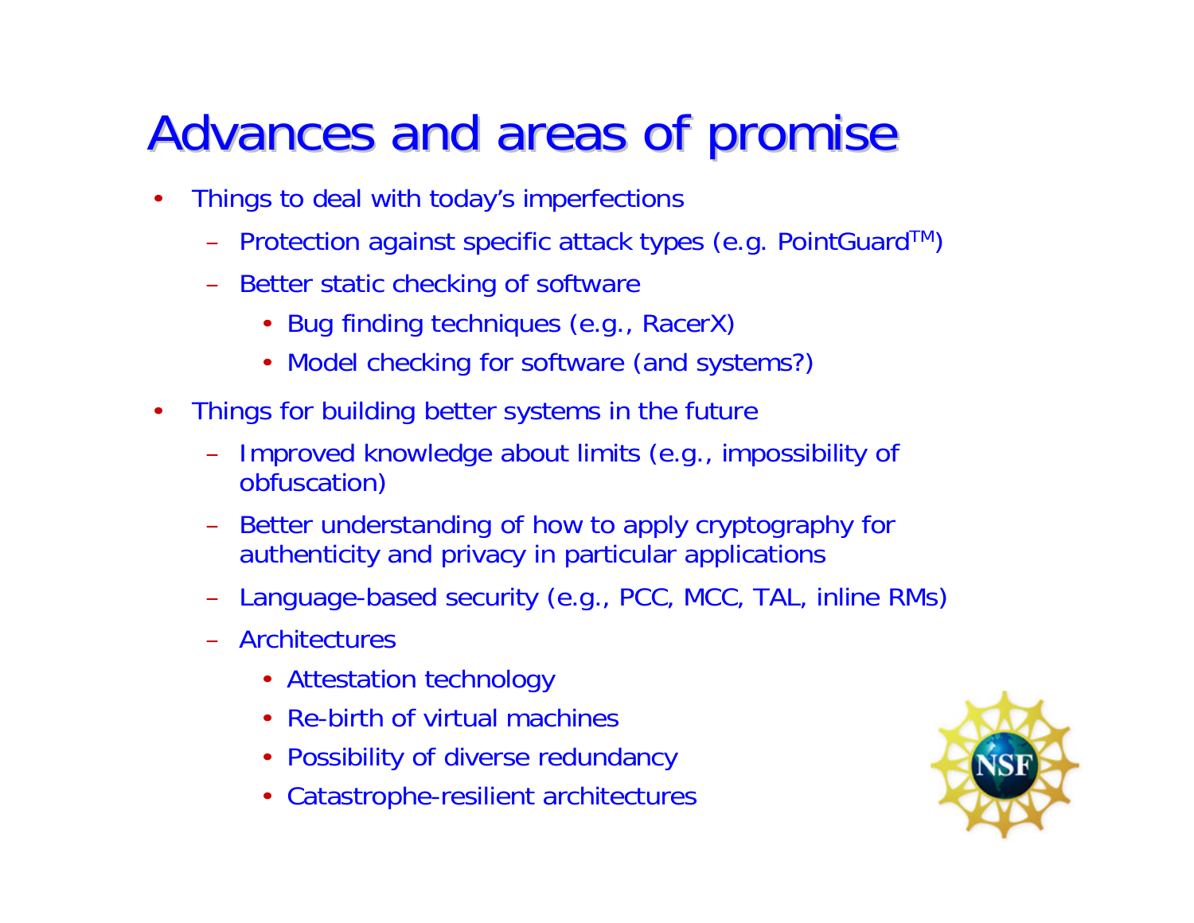# Advances and areas of promise

- Things to deal with today's imperfections
  - Protection against specific attack types (e.g. PointGuard™)
  - Better static checking of software
    - Bug finding techniques (e.g., RacerX)
    - Model checking for software (and systems?)
- Things for building better systems in the future
  - Improved knowledge about limits (e.g., impossibility of obfuscation)
  - Better understanding of how to apply cryptography for authenticity and privacy in particular applications
  - Language-based security (e.g., PCC, MCC, TAL, inline RMs)
  - Architectures
    - Attestation technology
    - Re-birth of virtual machines
    - Possibility of diverse redundancy
    - Catastrophe-resilient architectures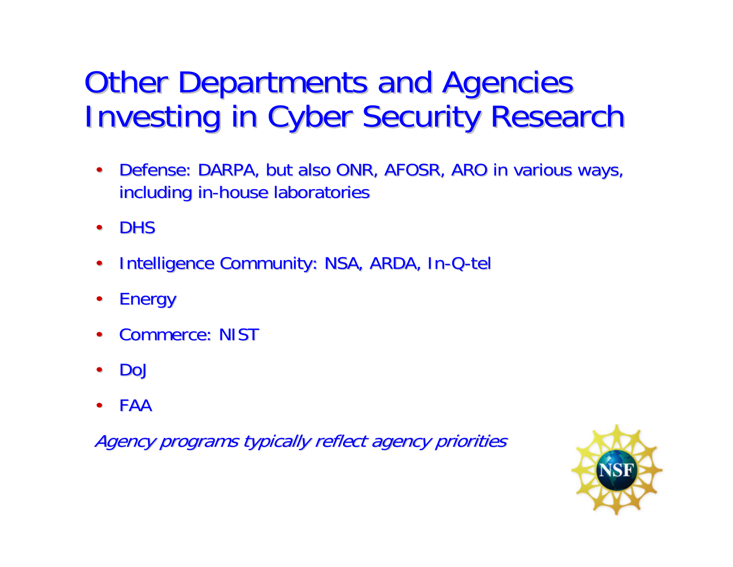# Other Departments and Agencies Investing in Cyber Security Research

- Defense: DARPA, but also ONR, AFOSR, ARO in various ways, including in-house laboratories
- DHS
- Intelligence Community: NSA, ARDA, In-Q-tel
- Energy
- Commerce: NIST
- DoJ
- FAA

*Agency programs typically reflect agency priorities*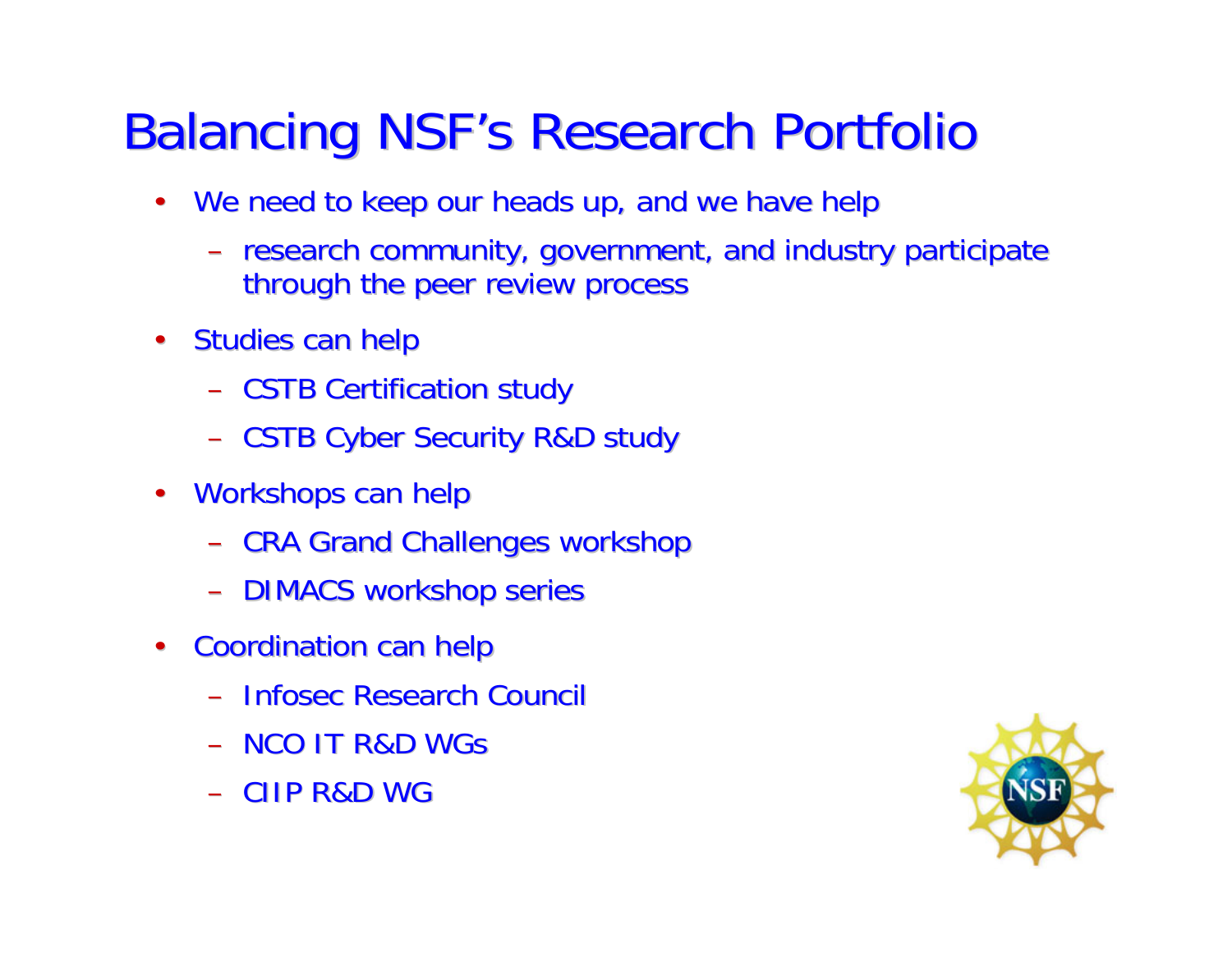# Balancing NSF's Research Portfolio

- We need to keep our heads up, and we have help
  - research community, government, and industry participate through the peer review process
- Studies can help
  - CSTB Certification study
  - CSTB Cyber Security R&D study
- Workshops can help
  - CRA Grand Challenges workshop
  - DIMACS workshop series
- Coordination can help
  - Infosec Research Council
  - NCO IT R&D WGs
  - CIIP R&D WG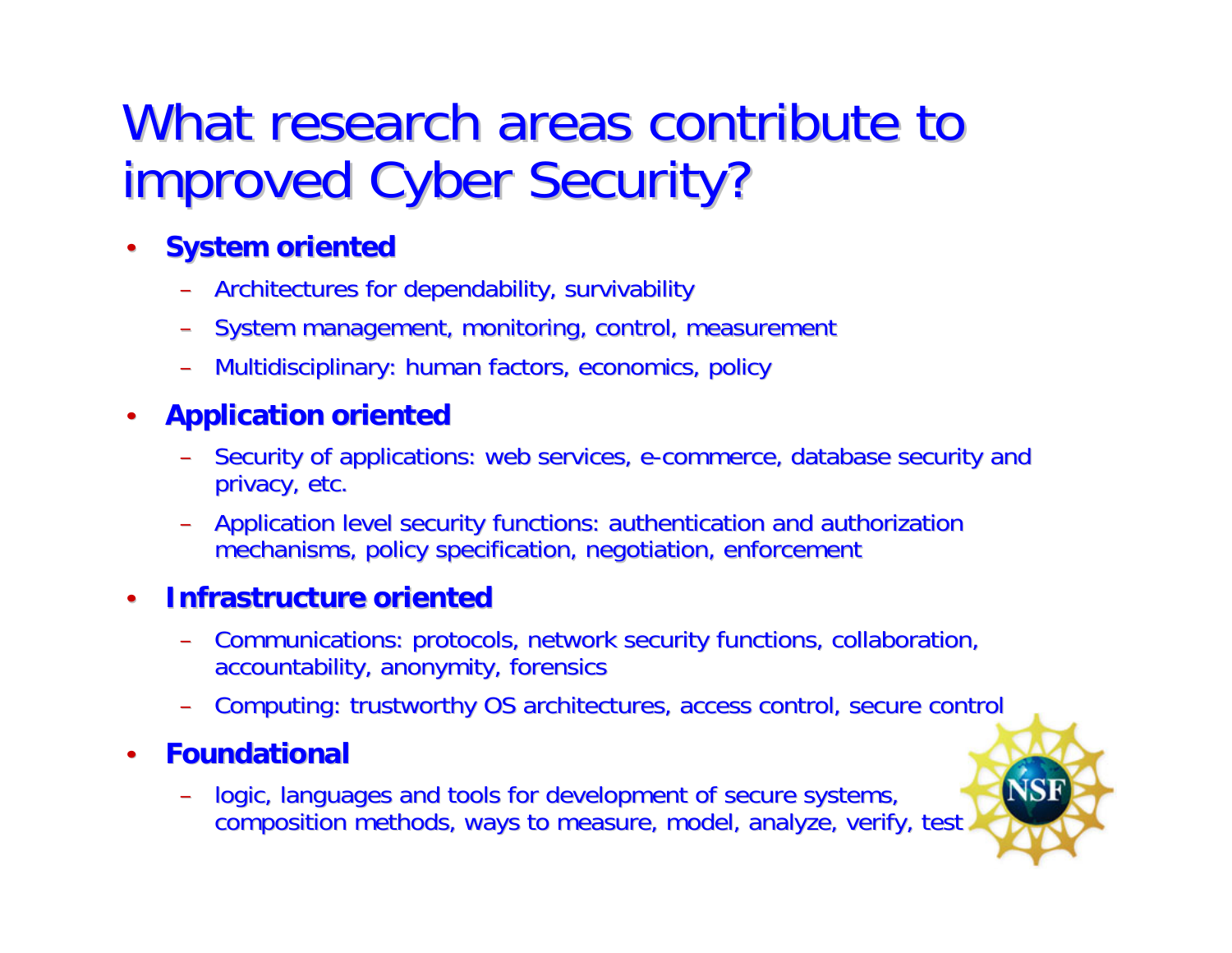# What research areas contribute to improved Cyber Security?

- **System oriented**
  - Architectures for dependability, survivability
  - System management, monitoring, control, measurement
  - Multidisciplinary: human factors, economics, policy
- **Application oriented**
  - Security of applications: web services, e-commerce, database security and privacy, etc.
  - Application level security functions: authentication and authorization mechanisms, policy specification, negotiation, enforcement
- **Infrastructure oriented**
  - Communications: protocols, network security functions, collaboration, accountability, anonymity, forensics
  - Computing: trustworthy OS architectures, access control, secure control
- **Foundational**
  - logic, languages and tools for development of secure systems, composition methods, ways to measure, model, analyze, verify, test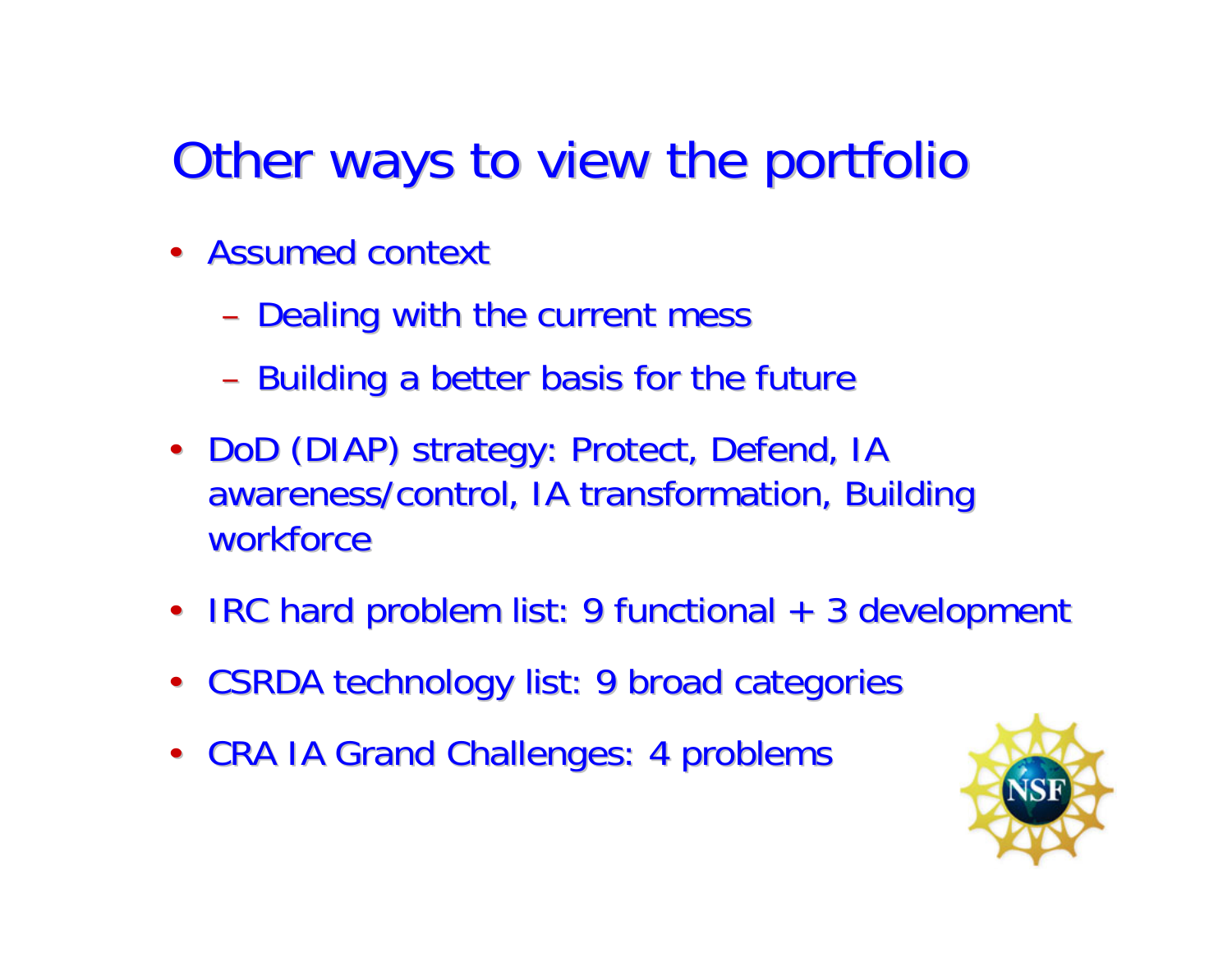# Other ways to view the portfolio

- Assumed context
  - Dealing with the current mess
  - Building a better basis for the future
- DoD (DIAP) strategy: Protect, Defend, IA awareness/control, IA transformation, Building workforce
- IRC hard problem list: 9 functional + 3 development
- CSRDA technology list: 9 broad categories
- CRA IA Grand Challenges: 4 problems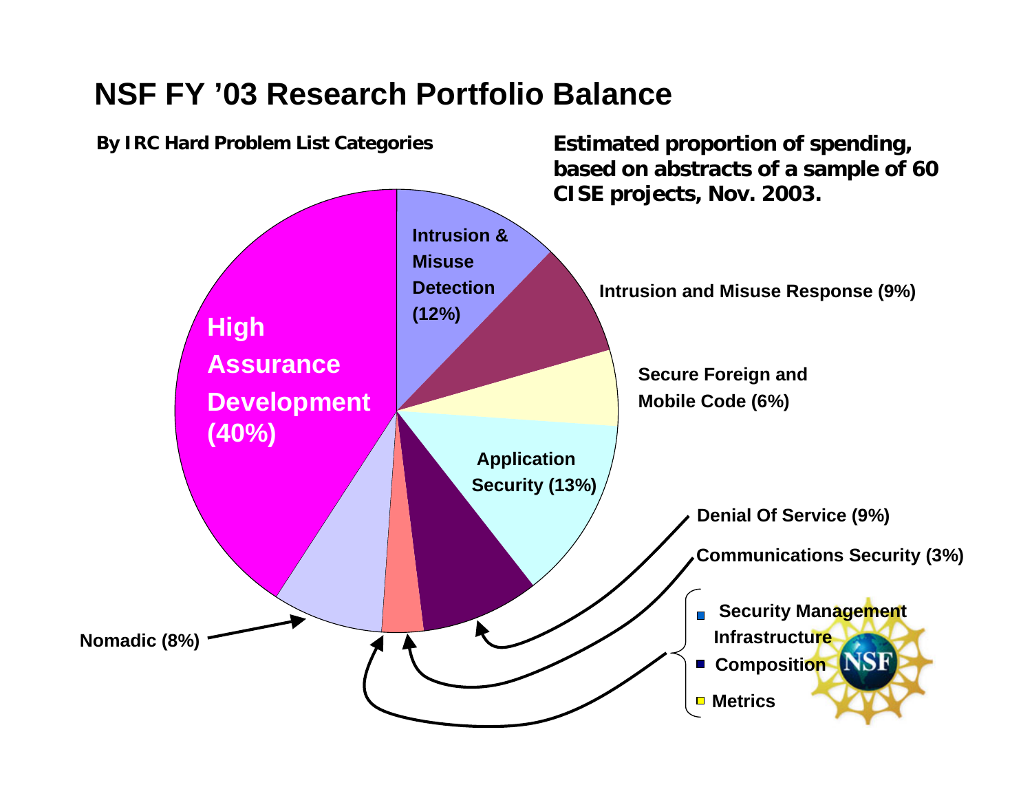# NSF FY '03 Research Portfolio Balance

**By IRC Hard Problem List Categories**

**Estimated proportion of spending, based on abstracts of a sample of 60 CISE projects, Nov. 2003.**

- High Assurance Development (40%)
- Intrusion & Misuse Detection (12%)
- Intrusion and Misuse Response (9%)
- Secure Foreign and Mobile Code (6%)
- Application Security (13%)
- Denial Of Service (9%)
- Communications Security (3%)
- Nomadic (8%)
- Security Management Infrastructure
- Composition
- Metrics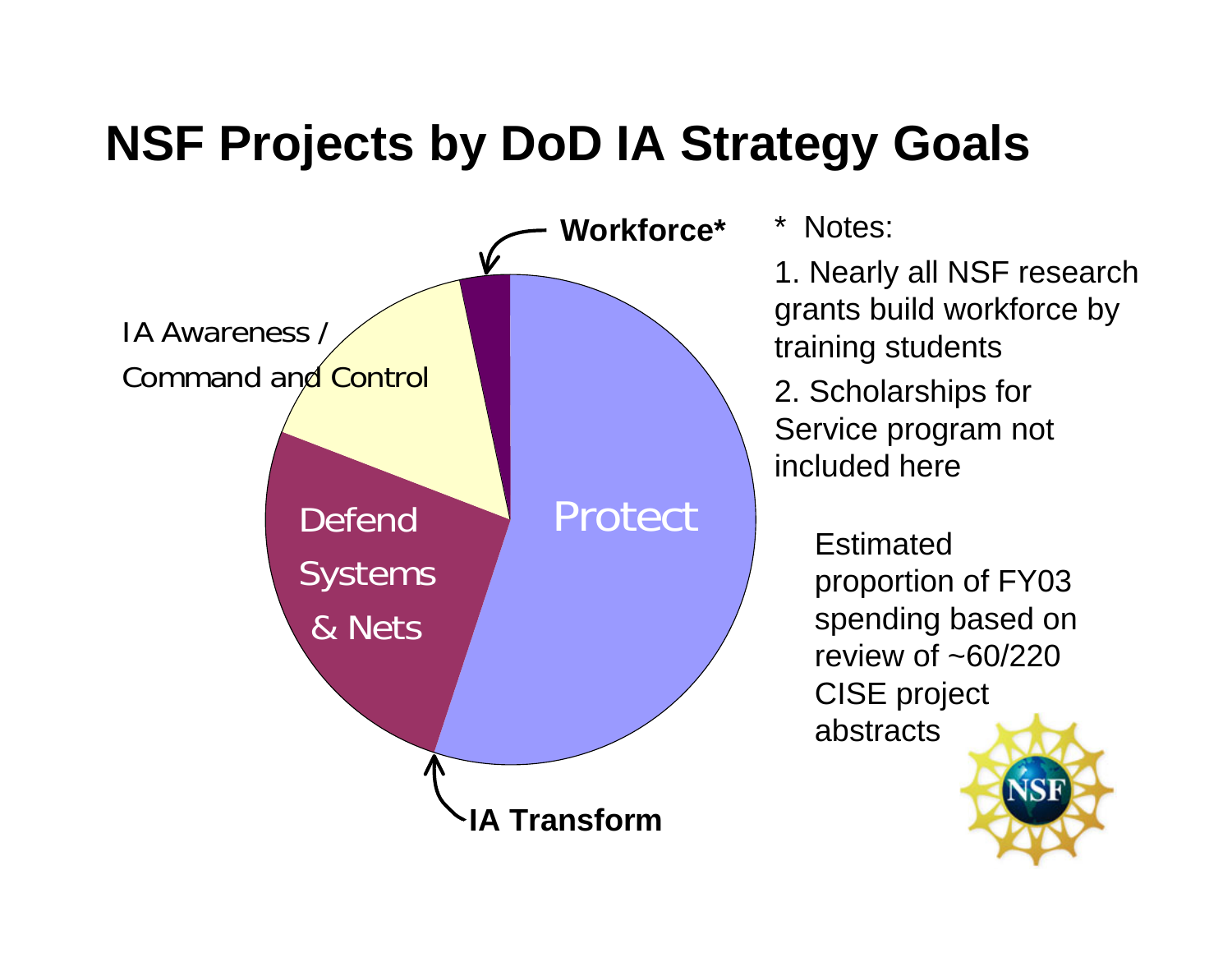# NSF Projects by DoD IA Strategy Goals

Workforce*

IA Awareness / Command and Control

Defend Systems & Nets

Protect

IA Transform

\* Notes:

1. Nearly all NSF research grants build workforce by training students
2. Scholarships for Service program not included here

Estimated proportion of FY03 spending based on review of ~60/220 CISE project abstracts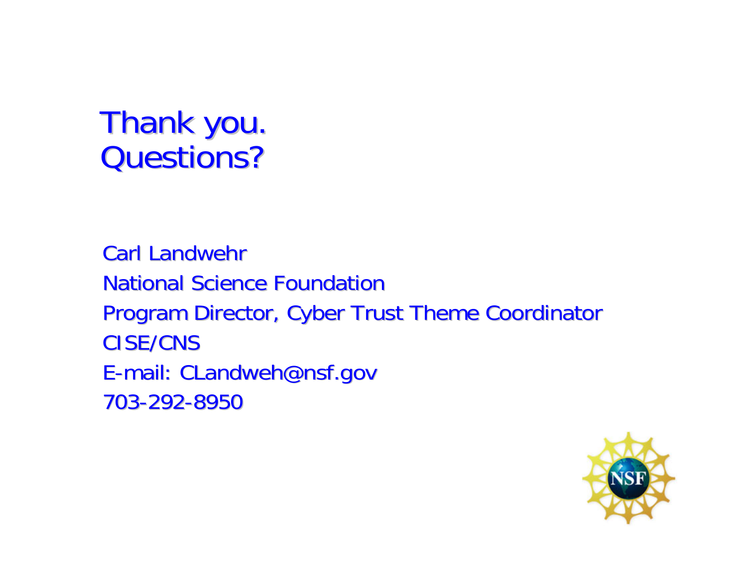# Thank you.
# Questions?

Carl Landwehr

National Science Foundation

Program Director, Cyber Trust Theme Coordinator

CISE/CNS

E-mail: CLandweh@nsf.gov

703-292-8950